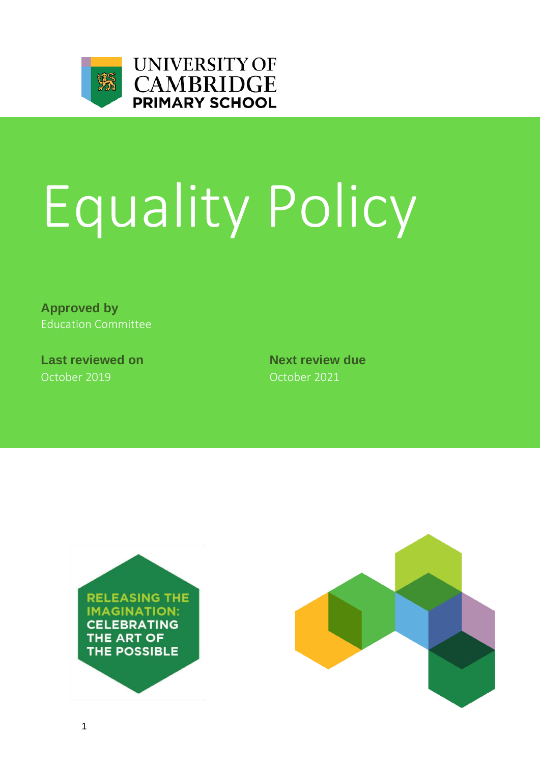UNIVERSITY OF CAMBRIDGE PRIMARY SCHOOL

# Equality Policy

**Approved by**
Education Committee

**Last reviewed on**
October 2019

**Next review due**
October 2021

RELEASING THE IMAGINATION: CELEBRATING THE ART OF THE POSSIBLE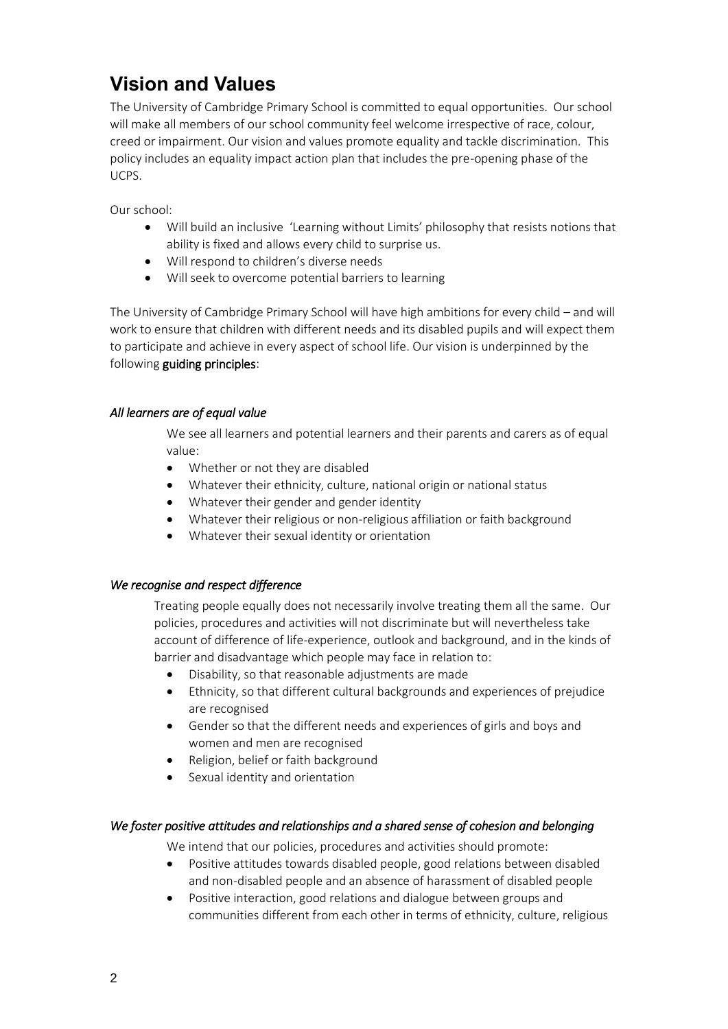## Vision and Values

The University of Cambridge Primary School is committed to equal opportunities. Our school will make all members of our school community feel welcome irrespective of race, colour, creed or impairment. Our vision and values promote equality and tackle discrimination. This policy includes an equality impact action plan that includes the pre-opening phase of the UCPS.

Our school:

- Will build an inclusive 'Learning without Limits' philosophy that resists notions that ability is fixed and allows every child to surprise us.
- Will respond to children's diverse needs
- Will seek to overcome potential barriers to learning

The University of Cambridge Primary School will have high ambitions for every child – and will work to ensure that children with different needs and its disabled pupils and will expect them to participate and achieve in every aspect of school life. Our vision is underpinned by the following **guiding principles**:

### *All learners are of equal value*

We see all learners and potential learners and their parents and carers as of equal value:

- Whether or not they are disabled
- Whatever their ethnicity, culture, national origin or national status
- Whatever their gender and gender identity
- Whatever their religious or non-religious affiliation or faith background
- Whatever their sexual identity or orientation

### *We recognise and respect difference*

Treating people equally does not necessarily involve treating them all the same. Our policies, procedures and activities will not discriminate but will nevertheless take account of difference of life-experience, outlook and background, and in the kinds of barrier and disadvantage which people may face in relation to:

- Disability, so that reasonable adjustments are made
- Ethnicity, so that different cultural backgrounds and experiences of prejudice are recognised
- Gender so that the different needs and experiences of girls and boys and women and men are recognised
- Religion, belief or faith background
- Sexual identity and orientation

### *We foster positive attitudes and relationships and a shared sense of cohesion and belonging*

We intend that our policies, procedures and activities should promote:

- Positive attitudes towards disabled people, good relations between disabled and non-disabled people and an absence of harassment of disabled people
- Positive interaction, good relations and dialogue between groups and communities different from each other in terms of ethnicity, culture, religious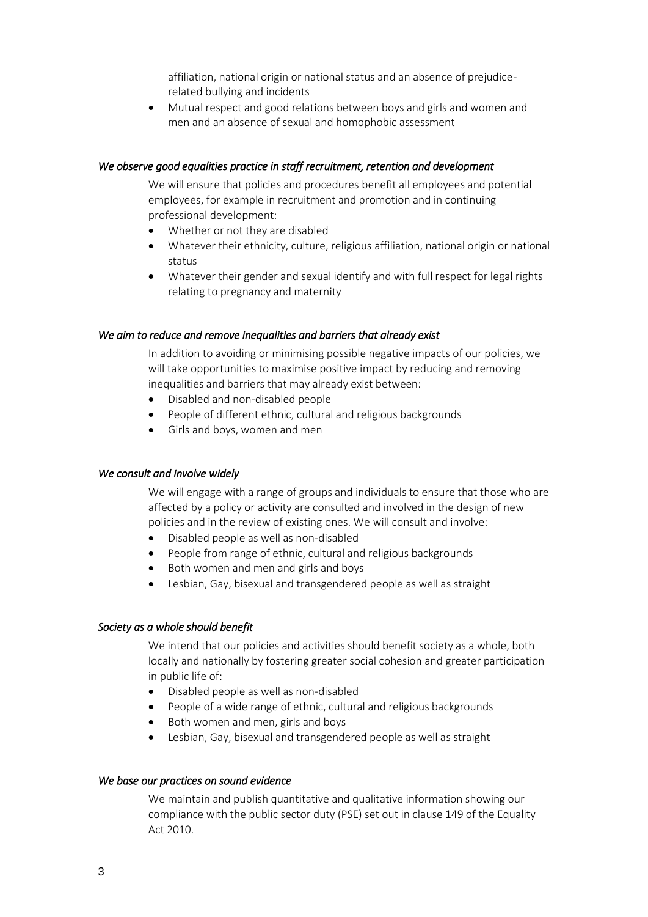affiliation, national origin or national status and an absence of prejudice-related bullying and incidents

- Mutual respect and good relations between boys and girls and women and men and an absence of sexual and homophobic assessment

*We observe good equalities practice in staff recruitment, retention and development*

We will ensure that policies and procedures benefit all employees and potential employees, for example in recruitment and promotion and in continuing professional development:

- Whether or not they are disabled
- Whatever their ethnicity, culture, religious affiliation, national origin or national status
- Whatever their gender and sexual identify and with full respect for legal rights relating to pregnancy and maternity

*We aim to reduce and remove inequalities and barriers that already exist*

In addition to avoiding or minimising possible negative impacts of our policies, we will take opportunities to maximise positive impact by reducing and removing inequalities and barriers that may already exist between:

- Disabled and non-disabled people
- People of different ethnic, cultural and religious backgrounds
- Girls and boys, women and men

*We consult and involve widely*

We will engage with a range of groups and individuals to ensure that those who are affected by a policy or activity are consulted and involved in the design of new policies and in the review of existing ones. We will consult and involve:

- Disabled people as well as non-disabled
- People from range of ethnic, cultural and religious backgrounds
- Both women and men and girls and boys
- Lesbian, Gay, bisexual and transgendered people as well as straight

*Society as a whole should benefit*

We intend that our policies and activities should benefit society as a whole, both locally and nationally by fostering greater social cohesion and greater participation in public life of:

- Disabled people as well as non-disabled
- People of a wide range of ethnic, cultural and religious backgrounds
- Both women and men, girls and boys
- Lesbian, Gay, bisexual and transgendered people as well as straight

*We base our practices on sound evidence*

We maintain and publish quantitative and qualitative information showing our compliance with the public sector duty (PSE) set out in clause 149 of the Equality Act 2010.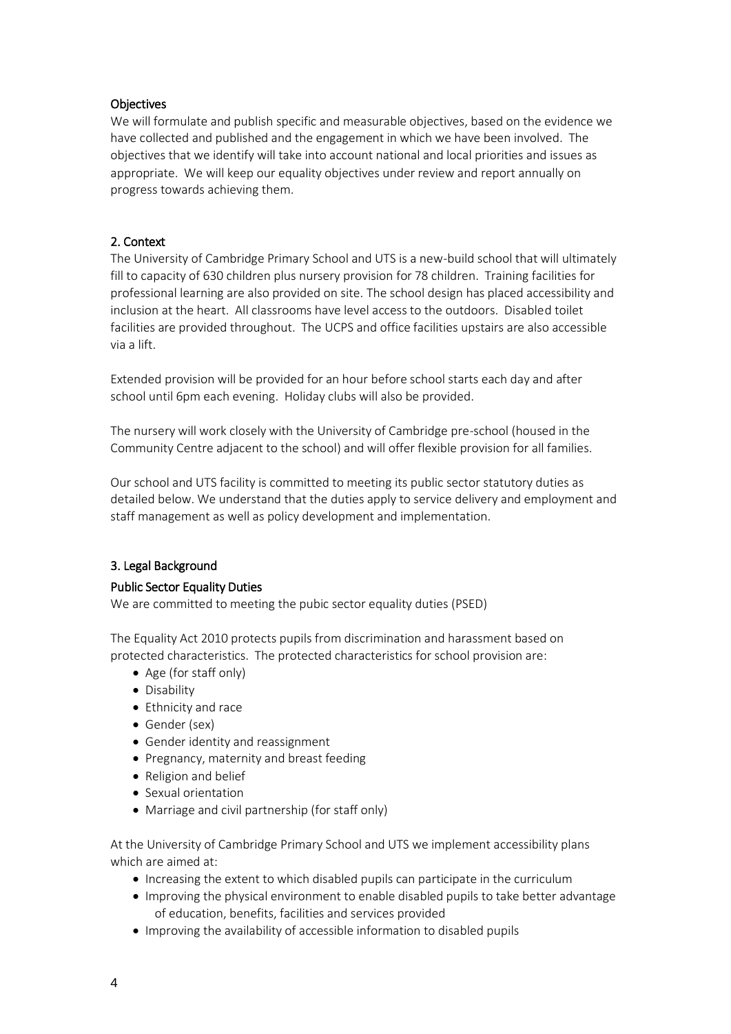### Objectives

We will formulate and publish specific and measurable objectives, based on the evidence we have collected and published and the engagement in which we have been involved. The objectives that we identify will take into account national and local priorities and issues as appropriate. We will keep our equality objectives under review and report annually on progress towards achieving them.

## 2. Context

The University of Cambridge Primary School and UTS is a new-build school that will ultimately fill to capacity of 630 children plus nursery provision for 78 children. Training facilities for professional learning are also provided on site. The school design has placed accessibility and inclusion at the heart. All classrooms have level access to the outdoors. Disabled toilet facilities are provided throughout. The UCPS and office facilities upstairs are also accessible via a lift.

Extended provision will be provided for an hour before school starts each day and after school until 6pm each evening. Holiday clubs will also be provided.

The nursery will work closely with the University of Cambridge pre-school (housed in the Community Centre adjacent to the school) and will offer flexible provision for all families.

Our school and UTS facility is committed to meeting its public sector statutory duties as detailed below. We understand that the duties apply to service delivery and employment and staff management as well as policy development and implementation.

## 3. Legal Background

### Public Sector Equality Duties

We are committed to meeting the pubic sector equality duties (PSED)

The Equality Act 2010 protects pupils from discrimination and harassment based on protected characteristics. The protected characteristics for school provision are:

- Age (for staff only)
- Disability
- Ethnicity and race
- Gender (sex)
- Gender identity and reassignment
- Pregnancy, maternity and breast feeding
- Religion and belief
- Sexual orientation
- Marriage and civil partnership (for staff only)

At the University of Cambridge Primary School and UTS we implement accessibility plans which are aimed at:

- Increasing the extent to which disabled pupils can participate in the curriculum
- Improving the physical environment to enable disabled pupils to take better advantage of education, benefits, facilities and services provided
- Improving the availability of accessible information to disabled pupils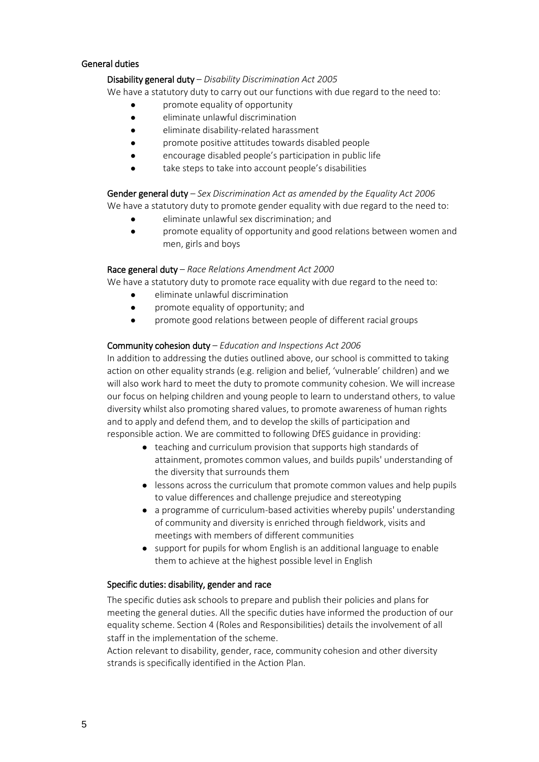## General duties

### Disability general duty – *Disability Discrimination Act 2005*

We have a statutory duty to carry out our functions with due regard to the need to:

- promote equality of opportunity
- eliminate unlawful discrimination
- eliminate disability-related harassment
- promote positive attitudes towards disabled people
- encourage disabled people's participation in public life
- take steps to take into account people's disabilities

### Gender general duty – *Sex Discrimination Act as amended by the Equality Act 2006*

We have a statutory duty to promote gender equality with due regard to the need to:

- eliminate unlawful sex discrimination; and
- promote equality of opportunity and good relations between women and men, girls and boys

### Race general duty – *Race Relations Amendment Act 2000*

We have a statutory duty to promote race equality with due regard to the need to:

- eliminate unlawful discrimination
- promote equality of opportunity; and
- promote good relations between people of different racial groups

### Community cohesion duty – *Education and Inspections Act 2006*

In addition to addressing the duties outlined above, our school is committed to taking action on other equality strands (e.g. religion and belief, 'vulnerable' children) and we will also work hard to meet the duty to promote community cohesion. We will increase our focus on helping children and young people to learn to understand others, to value diversity whilst also promoting shared values, to promote awareness of human rights and to apply and defend them, and to develop the skills of participation and responsible action. We are committed to following DfES guidance in providing:

- teaching and curriculum provision that supports high standards of attainment, promotes common values, and builds pupils' understanding of the diversity that surrounds them
- lessons across the curriculum that promote common values and help pupils to value differences and challenge prejudice and stereotyping
- a programme of curriculum-based activities whereby pupils' understanding of community and diversity is enriched through fieldwork, visits and meetings with members of different communities
- support for pupils for whom English is an additional language to enable them to achieve at the highest possible level in English

## Specific duties: disability, gender and race

The specific duties ask schools to prepare and publish their policies and plans for meeting the general duties. All the specific duties have informed the production of our equality scheme. Section 4 (Roles and Responsibilities) details the involvement of all staff in the implementation of the scheme.

Action relevant to disability, gender, race, community cohesion and other diversity strands is specifically identified in the Action Plan.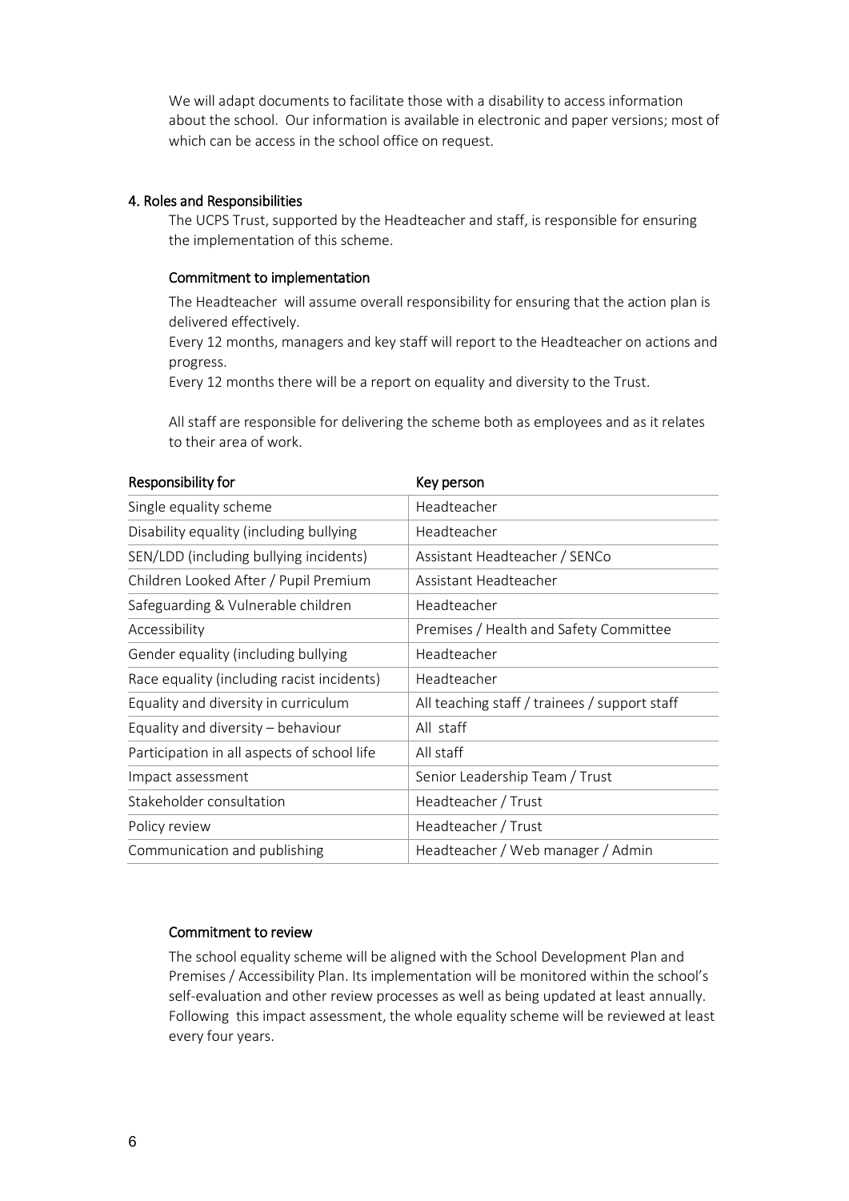We will adapt documents to facilitate those with a disability to access information about the school. Our information is available in electronic and paper versions; most of which can be access in the school office on request.

## 4. Roles and Responsibilities

The UCPS Trust, supported by the Headteacher and staff, is responsible for ensuring the implementation of this scheme.

### Commitment to implementation

The Headteacher will assume overall responsibility for ensuring that the action plan is delivered effectively.

Every 12 months, managers and key staff will report to the Headteacher on actions and progress.

Every 12 months there will be a report on equality and diversity to the Trust.

All staff are responsible for delivering the scheme both as employees and as it relates to their area of work.

| Responsibility for | Key person |
|---|---|
| Single equality scheme | Headteacher |
| Disability equality (including bullying | Headteacher |
| SEN/LDD (including bullying incidents) | Assistant Headteacher / SENCo |
| Children Looked After / Pupil Premium | Assistant Headteacher |
| Safeguarding & Vulnerable children | Headteacher |
| Accessibility | Premises / Health and Safety Committee |
| Gender equality (including bullying | Headteacher |
| Race equality (including racist incidents) | Headteacher |
| Equality and diversity in curriculum | All teaching staff / trainees / support staff |
| Equality and diversity – behaviour | All staff |
| Participation in all aspects of school life | All staff |
| Impact assessment | Senior Leadership Team / Trust |
| Stakeholder consultation | Headteacher / Trust |
| Policy review | Headteacher / Trust |
| Communication and publishing | Headteacher / Web manager / Admin |

### Commitment to review

The school equality scheme will be aligned with the School Development Plan and Premises / Accessibility Plan. Its implementation will be monitored within the school's self-evaluation and other review processes as well as being updated at least annually. Following this impact assessment, the whole equality scheme will be reviewed at least every four years.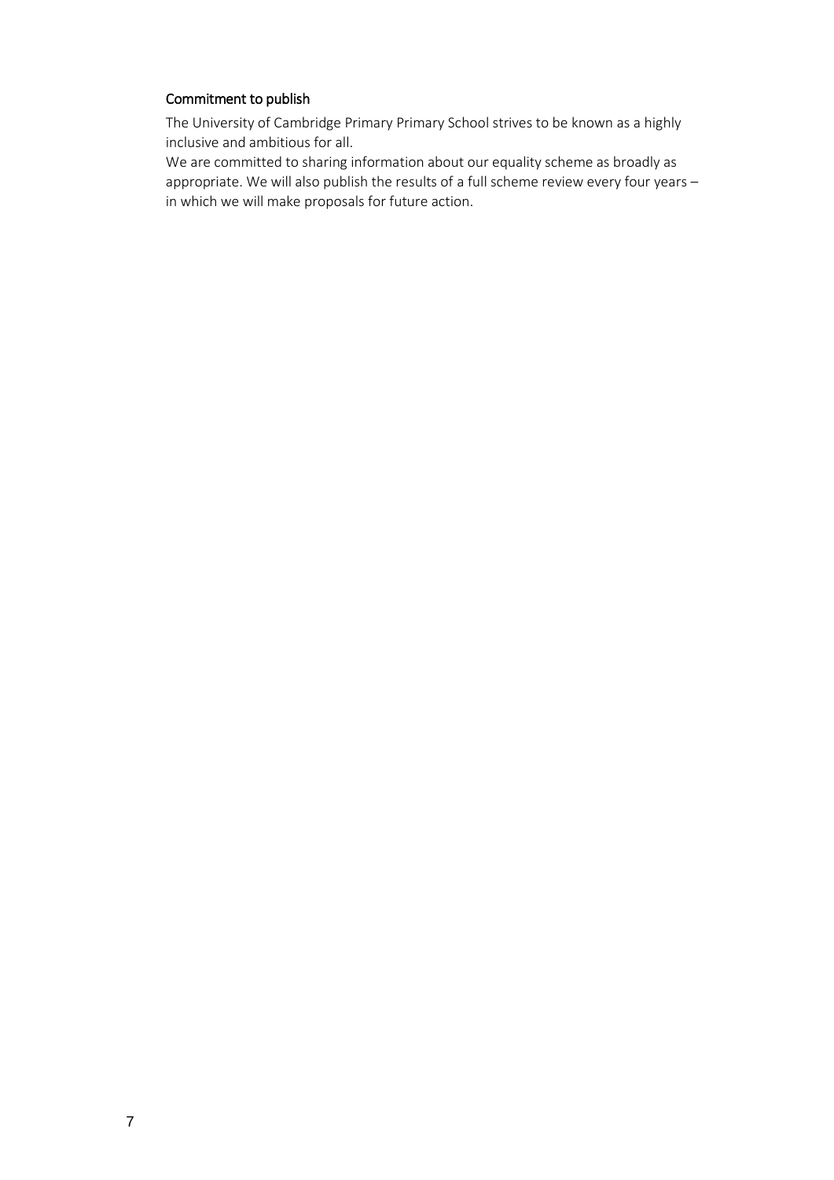### Commitment to publish

The University of Cambridge Primary Primary School strives to be known as a highly inclusive and ambitious for all.

We are committed to sharing information about our equality scheme as broadly as appropriate. We will also publish the results of a full scheme review every four years – in which we will make proposals for future action.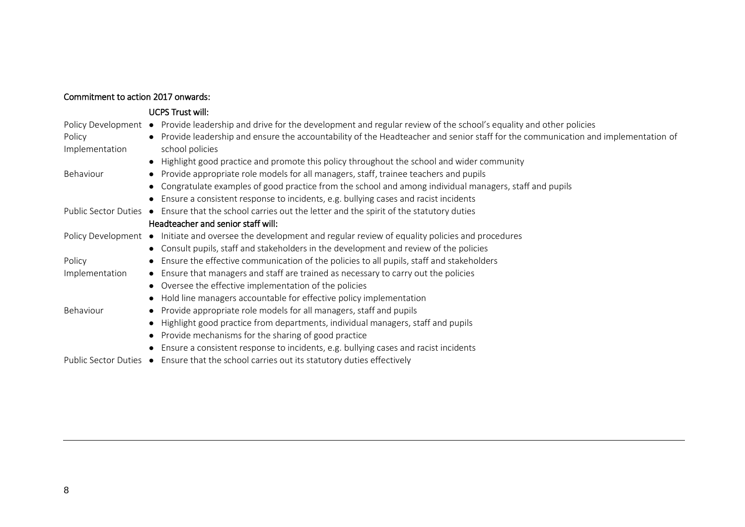**Commitment to action 2017 onwards:**

| | **UCPS Trust will:** |
|---|---|
| Policy Development | • Provide leadership and drive for the development and regular review of the school's equality and other policies |
| Policy Implementation | • Provide leadership and ensure the accountability of the Headteacher and senior staff for the communication and implementation of school policies |
| | • Highlight good practice and promote this policy throughout the school and wider community |
| Behaviour | • Provide appropriate role models for all managers, staff, trainee teachers and pupils |
| | • Congratulate examples of good practice from the school and among individual managers, staff and pupils |
| | • Ensure a consistent response to incidents, e.g. bullying cases and racist incidents |
| Public Sector Duties | • Ensure that the school carries out the letter and the spirit of the statutory duties |
| | **Headteacher and senior staff will:** |
| Policy Development | • Initiate and oversee the development and regular review of equality policies and procedures |
| | • Consult pupils, staff and stakeholders in the development and review of the policies |
| Policy Implementation | • Ensure the effective communication of the policies to all pupils, staff and stakeholders |
| | • Ensure that managers and staff are trained as necessary to carry out the policies |
| | • Oversee the effective implementation of the policies |
| | • Hold line managers accountable for effective policy implementation |
| Behaviour | • Provide appropriate role models for all managers, staff and pupils |
| | • Highlight good practice from departments, individual managers, staff and pupils |
| | • Provide mechanisms for the sharing of good practice |
| | • Ensure a consistent response to incidents, e.g. bullying cases and racist incidents |
| Public Sector Duties | • Ensure that the school carries out its statutory duties effectively |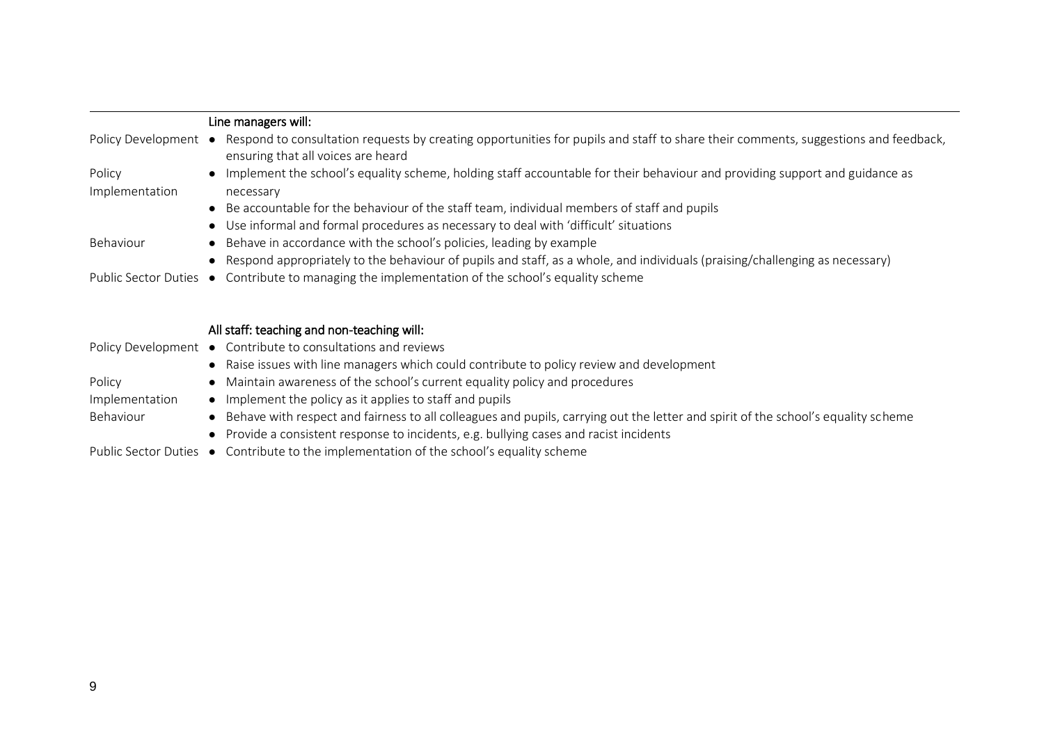| | Line managers will: |
|---|---|
| Policy Development | • Respond to consultation requests by creating opportunities for pupils and staff to share their comments, suggestions and feedback, ensuring that all voices are heard |
| Policy Implementation | • Implement the school's equality scheme, holding staff accountable for their behaviour and providing support and guidance as necessary<br>• Be accountable for the behaviour of the staff team, individual members of staff and pupils<br>• Use informal and formal procedures as necessary to deal with 'difficult' situations |
| Behaviour | • Behave in accordance with the school's policies, leading by example<br>• Respond appropriately to the behaviour of pupils and staff, as a whole, and individuals (praising/challenging as necessary) |
| Public Sector Duties | • Contribute to managing the implementation of the school's equality scheme |

| | All staff: teaching and non-teaching will: |
|---|---|
| Policy Development | • Contribute to consultations and reviews<br>• Raise issues with line managers which could contribute to policy review and development |
| Policy Implementation | • Maintain awareness of the school's current equality policy and procedures<br>• Implement the policy as it applies to staff and pupils |
| Behaviour | • Behave with respect and fairness to all colleagues and pupils, carrying out the letter and spirit of the school's equality scheme<br>• Provide a consistent response to incidents, e.g. bullying cases and racist incidents |
| Public Sector Duties | • Contribute to the implementation of the school's equality scheme |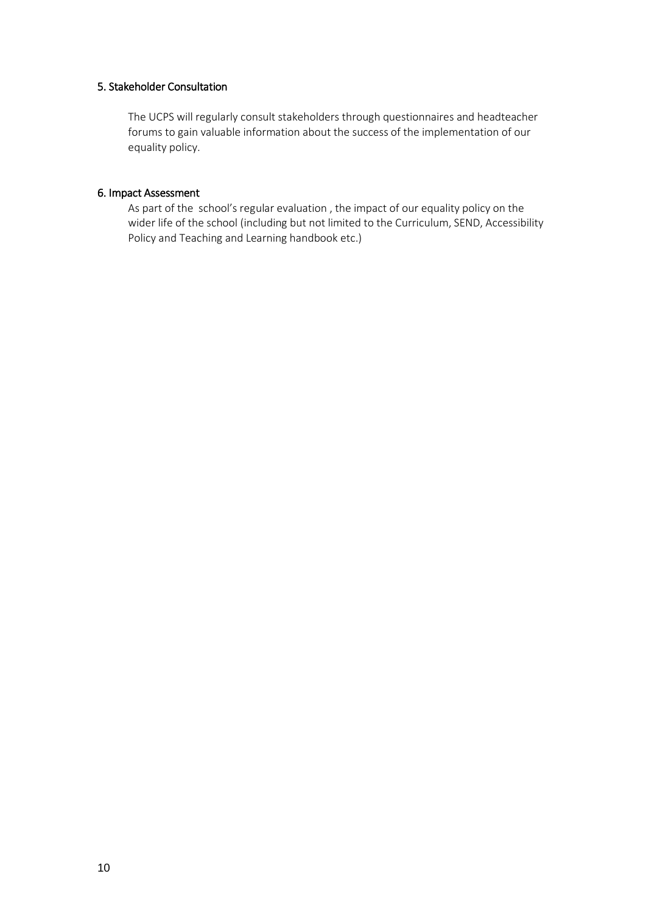### 5. Stakeholder Consultation

The UCPS will regularly consult stakeholders through questionnaires and headteacher forums to gain valuable information about the success of the implementation of our equality policy.

### 6. Impact Assessment

As part of the school's regular evaluation , the impact of our equality policy on the wider life of the school (including but not limited to the Curriculum, SEND, Accessibility Policy and Teaching and Learning handbook etc.)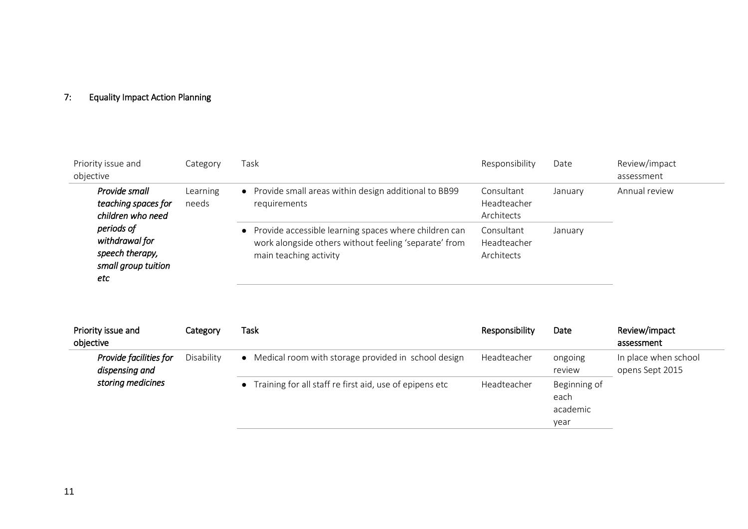## 7: Equality Impact Action Planning

| Priority issue and objective | Category | Task | Responsibility | Date | Review/impact assessment |
|---|---|---|---|---|---|
| *Provide small teaching spaces for children who need periods of withdrawal for speech therapy, small group tuition etc* | Learning needs | • Provide small areas within design additional to BB99 requirements | Consultant Headteacher Architects | January | Annual review |
| | | • Provide accessible learning spaces where children can work alongside others without feeling 'separate' from main teaching activity | Consultant Headteacher Architects | January | |

| **Priority issue and objective** | **Category** | **Task** | **Responsibility** | **Date** | **Review/impact assessment** |
|---|---|---|---|---|---|
| *Provide facilities for dispensing and storing medicines* | Disability | • Medical room with storage provided in school design | Headteacher | ongoing review | In place when school opens Sept 2015 |
| | | • Training for all staff re first aid, use of epipens etc | Headteacher | Beginning of each academic year | |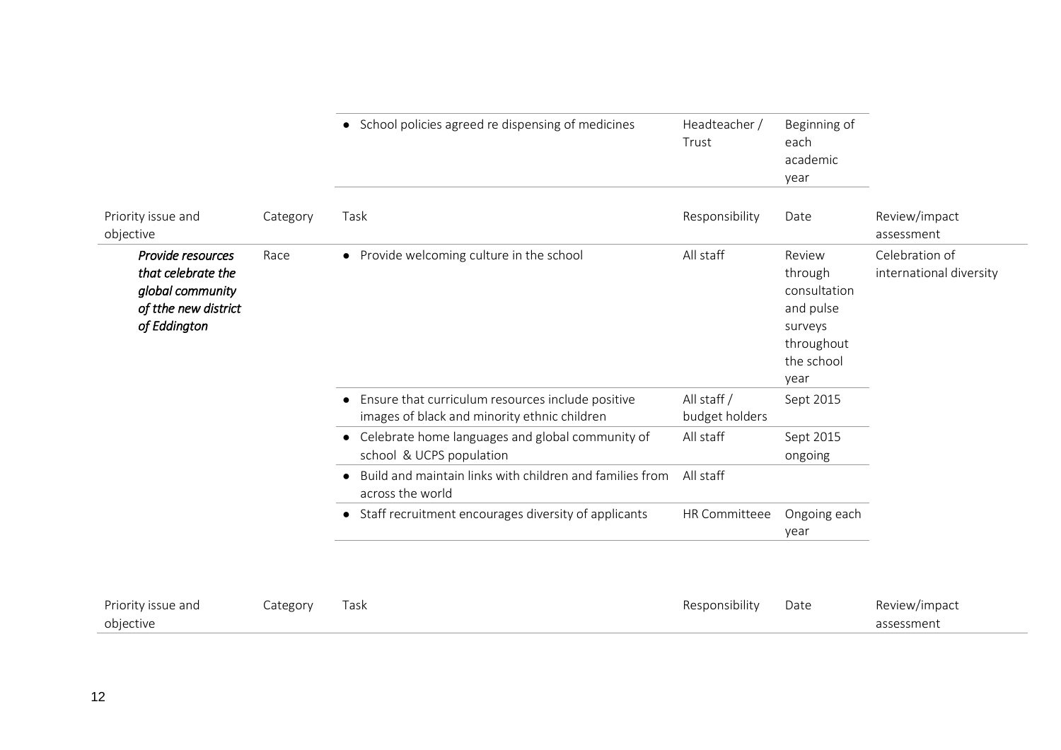| | | Task | Responsibility | Date | |
|---|---|---|---|---|---|
| | | • School policies agreed re dispensing of medicines | Headteacher / Trust | Beginning of each academic year | |

| Priority issue and objective | Category | Task | Responsibility | Date | Review/impact assessment |
|---|---|---|---|---|---|
| ***Provide resources that celebrate the global community of tthe new district of Eddington*** | Race | • Provide welcoming culture in the school | All staff | Review through consultation and pulse surveys throughout the school year | Celebration of international diversity |
| | | • Ensure that curriculum resources include positive images of black and minority ethnic children | All staff / budget holders | Sept 2015 | |
| | | • Celebrate home languages and global community of school & UCPS population | All staff | Sept 2015 ongoing | |
| | | • Build and maintain links with children and families from across the world | All staff | | |
| | | • Staff recruitment encourages diversity of applicants | HR Committeee | Ongoing each year | |

| Priority issue and objective | Category | Task | Responsibility | Date | Review/impact assessment |
|---|---|---|---|---|---|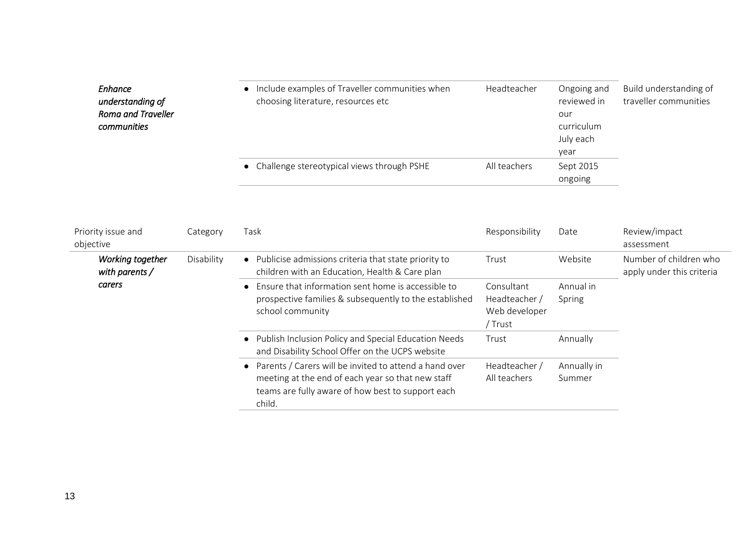| Priority issue and objective | Category | Task | Responsibility | Date | Review/impact assessment |
|---|---|---|---|---|---|
| *Enhance understanding of Roma and Traveller communities* | | • Include examples of Traveller communities when choosing literature, resources etc | Headteacher | Ongoing and reviewed in our curriculum July each year | Build understanding of traveller communities |
| | | • Challenge stereotypical views through PSHE | All teachers | Sept 2015 ongoing | |

| Priority issue and objective | Category | Task | Responsibility | Date | Review/impact assessment |
|---|---|---|---|---|---|
| *Working together with parents / carers* | Disability | • Publicise admissions criteria that state priority to children with an Education, Health & Care plan | Trust | Website | Number of children who apply under this criteria |
| | | • Ensure that information sent home is accessible to prospective families & subsequently to the established school community | Consultant Headteacher / Web developer / Trust | Annual in Spring | |
| | | • Publish Inclusion Policy and Special Education Needs and Disability School Offer on the UCPS website | Trust | Annually | |
| | | • Parents / Carers will be invited to attend a hand over meeting at the end of each year so that new staff teams are fully aware of how best to support each child. | Headteacher / All teachers | Annually in Summer | |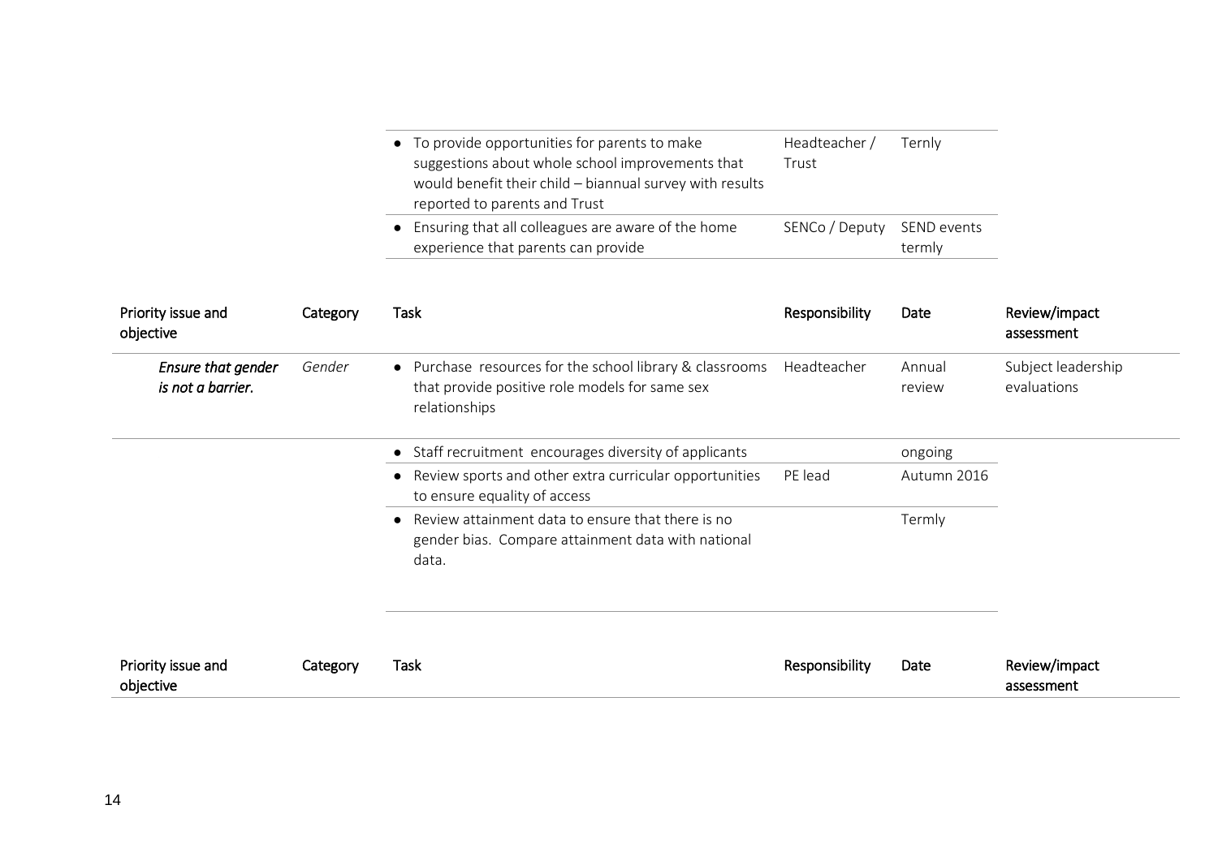| Priority issue and objective | Category | Task | Responsibility | Date | Review/impact assessment |
|---|---|---|---|---|---|
| | | • To provide opportunities for parents to make suggestions about whole school improvements that would benefit their child – biannual survey with results reported to parents and Trust | Headteacher / Trust | Ternly | |
| | | • Ensuring that all colleagues are aware of the home experience that parents can provide | SENCo / Deputy | SEND events termly | |

| Priority issue and objective | Category | Task | Responsibility | Date | Review/impact assessment |
|---|---|---|---|---|---|
| *Ensure that gender is not a barrier.* | *Gender* | • Purchase resources for the school library & classrooms that provide positive role models for same sex relationships | Headteacher | Annual review | Subject leadership evaluations |
| | | • Staff recruitment encourages diversity of applicants | | ongoing | |
| | | • Review sports and other extra curricular opportunities to ensure equality of access | PE lead | Autumn 2016 | |
| | | • Review attainment data to ensure that there is no gender bias. Compare attainment data with national data. | | Termly | |

| Priority issue and objective | Category | Task | Responsibility | Date | Review/impact assessment |
|---|---|---|---|---|---|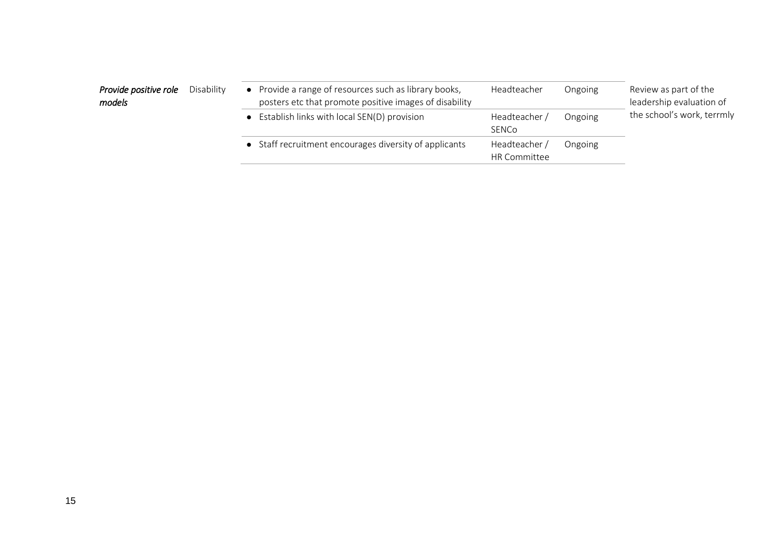| | | | | | |
|---|---|---|---|---|---|
| ***Provide positive role models*** | Disability | • Provide a range of resources such as library books, posters etc that promote positive images of disability | Headteacher | Ongoing | Review as part of the leadership evaluation of the school's work, terrmly |
| | | • Establish links with local SEN(D) provision | Headteacher / SENCo | Ongoing | |
| | | • Staff recruitment encourages diversity of applicants | Headteacher / HR Committee | Ongoing | |